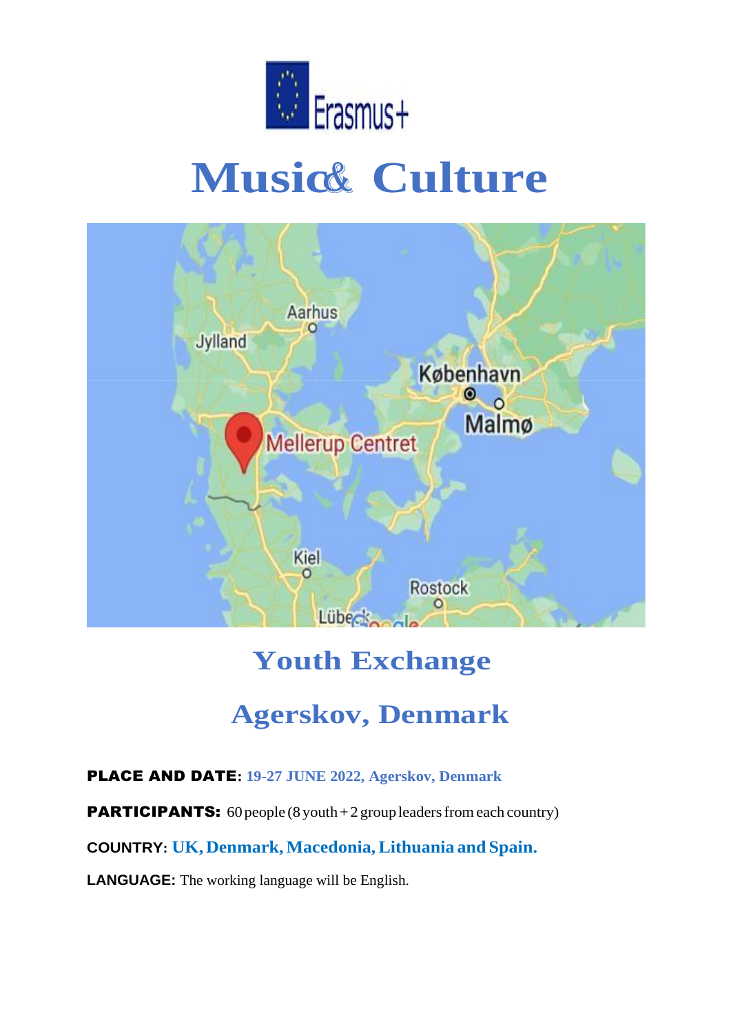Erasmus+

# Music & Culture

## Youth Exchange

## Agerskov, Denmark

**PLACE AND DATE:** 19-27 JUNE 2022, Agerskov, Denmark

**PARTICIPANTS:** 60 people (8 youth + 2 group leaders from each country)

**COUNTRY:** UK, Denmark, Macedonia, Lithuania and Spain.

**LANGUAGE:** The working language will be English.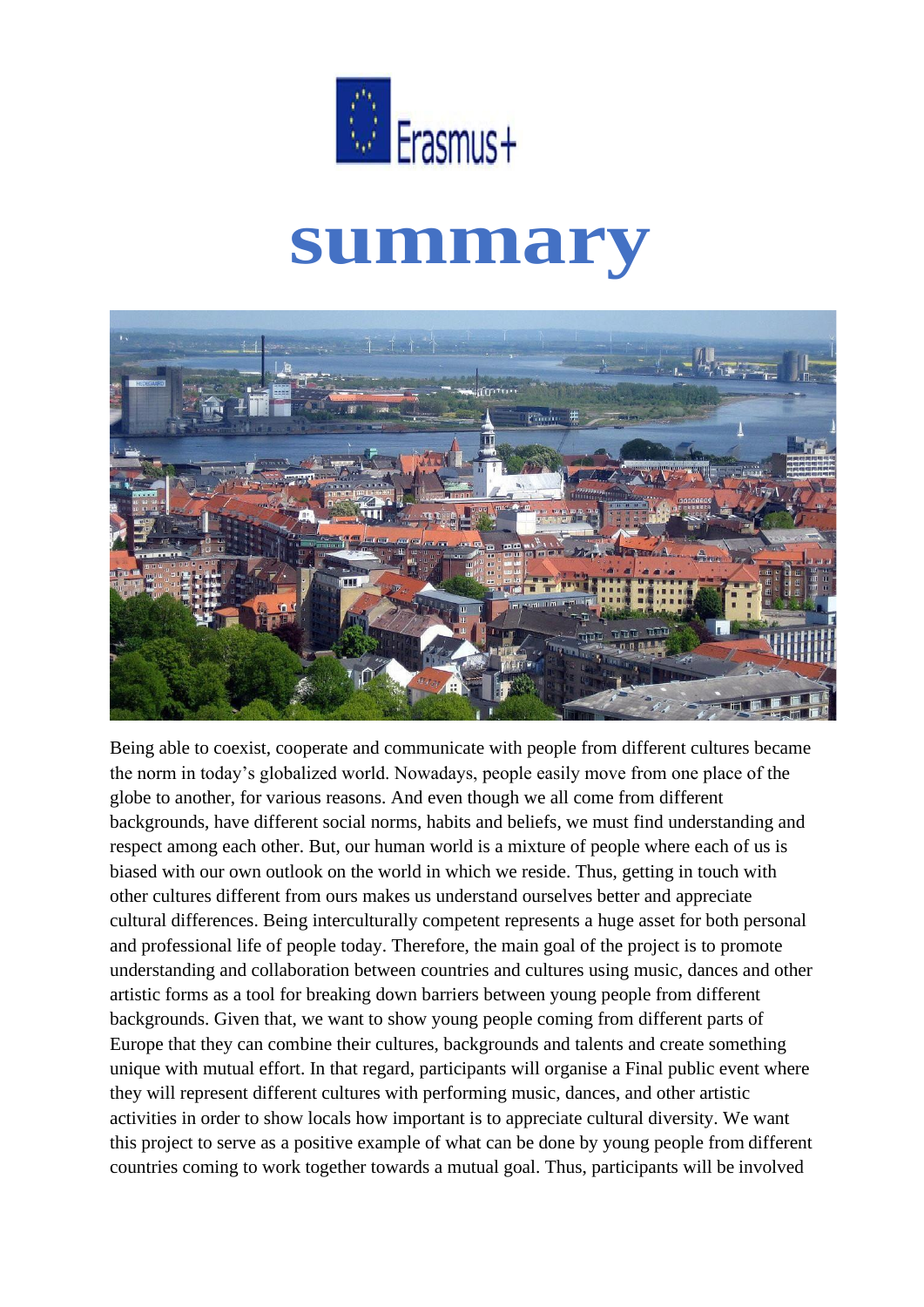# summary

Being able to coexist, cooperate and communicate with people from different cultures became the norm in today's globalized world. Nowadays, people easily move from one place of the globe to another, for various reasons. And even though we all come from different backgrounds, have different social norms, habits and beliefs, we must find understanding and respect among each other. But, our human world is a mixture of people where each of us is biased with our own outlook on the world in which we reside. Thus, getting in touch with other cultures different from ours makes us understand ourselves better and appreciate cultural differences. Being interculturally competent represents a huge asset for both personal and professional life of people today. Therefore, the main goal of the project is to promote understanding and collaboration between countries and cultures using music, dances and other artistic forms as a tool for breaking down barriers between young people from different backgrounds. Given that, we want to show young people coming from different parts of Europe that they can combine their cultures, backgrounds and talents and create something unique with mutual effort. In that regard, participants will organise a Final public event where they will represent different cultures with performing music, dances, and other artistic activities in order to show locals how important is to appreciate cultural diversity. We want this project to serve as a positive example of what can be done by young people from different countries coming to work together towards a mutual goal. Thus, participants will be involved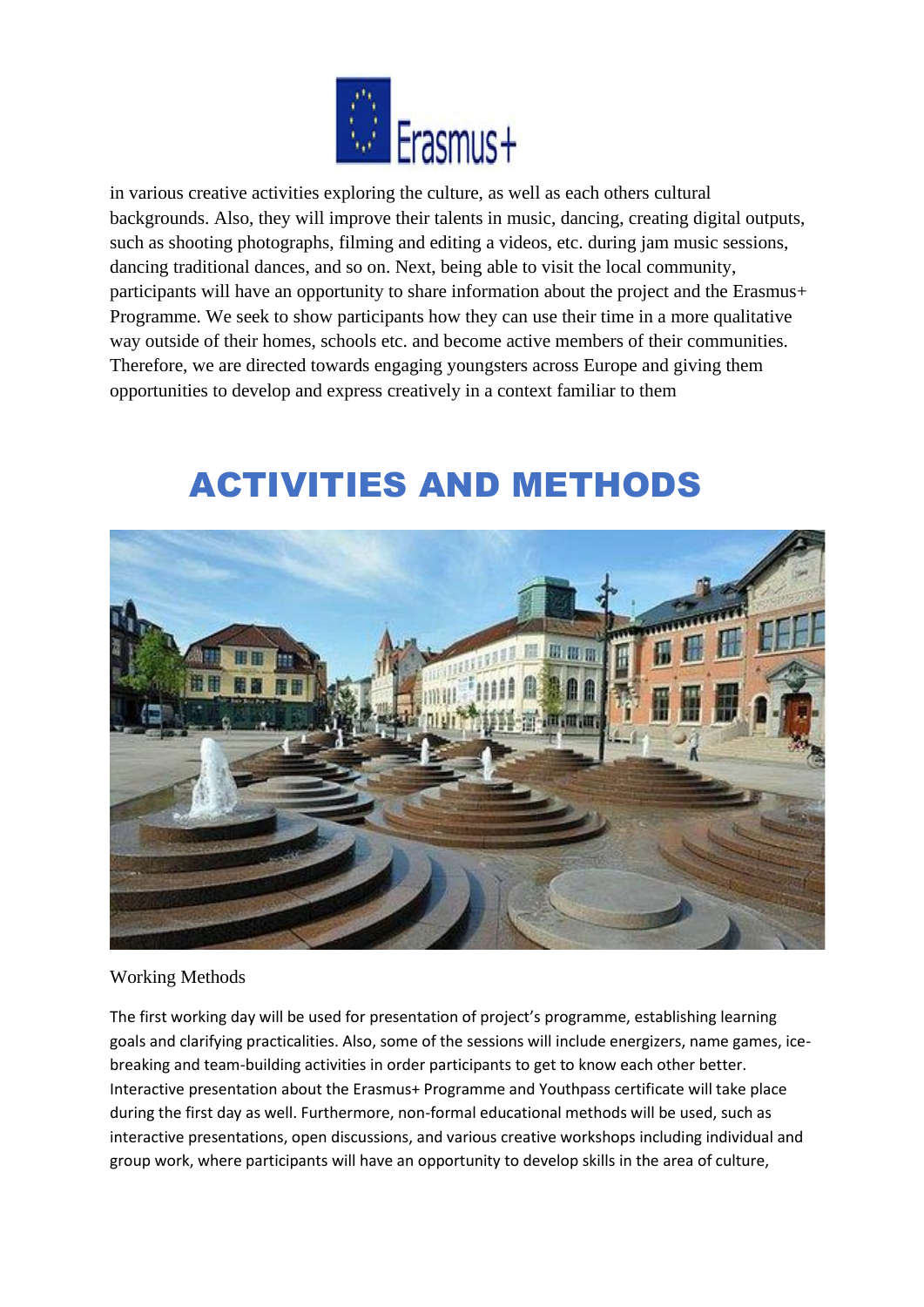in various creative activities exploring the culture, as well as each others cultural backgrounds. Also, they will improve their talents in music, dancing, creating digital outputs, such as shooting photographs, filming and editing a videos, etc. during jam music sessions, dancing traditional dances, and so on. Next, being able to visit the local community, participants will have an opportunity to share information about the project and the Erasmus+ Programme. We seek to show participants how they can use their time in a more qualitative way outside of their homes, schools etc. and become active members of their communities. Therefore, we are directed towards engaging youngsters across Europe and giving them opportunities to develop and express creatively in a context familiar to them

# ACTIVITIES AND METHODS

Working Methods

The first working day will be used for presentation of project's programme, establishing learning goals and clarifying practicalities. Also, some of the sessions will include energizers, name games, ice-breaking and team-building activities in order participants to get to know each other better. Interactive presentation about the Erasmus+ Programme and Youthpass certificate will take place during the first day as well. Furthermore, non-formal educational methods will be used, such as interactive presentations, open discussions, and various creative workshops including individual and group work, where participants will have an opportunity to develop skills in the area of culture,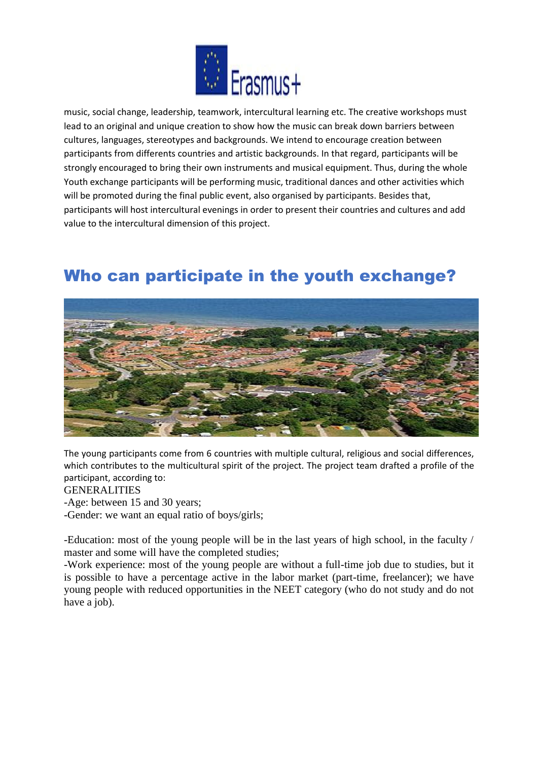music, social change, leadership, teamwork, intercultural learning etc. The creative workshops must lead to an original and unique creation to show how the music can break down barriers between cultures, languages, stereotypes and backgrounds. We intend to encourage creation between participants from differents countries and artistic backgrounds. In that regard, participants will be strongly encouraged to bring their own instruments and musical equipment. Thus, during the whole Youth exchange participants will be performing music, traditional dances and other activities which will be promoted during the final public event, also organised by participants. Besides that, participants will host intercultural evenings in order to present their countries and cultures and add value to the intercultural dimension of this project.

## Who can participate in the youth exchange?

The young participants come from 6 countries with multiple cultural, religious and social differences, which contributes to the multicultural spirit of the project. The project team drafted a profile of the participant, according to:

GENERALITIES

-Age: between 15 and 30 years;

-Gender: we want an equal ratio of boys/girls;

-Education: most of the young people will be in the last years of high school, in the faculty / master and some will have the completed studies;

-Work experience: most of the young people are without a full-time job due to studies, but it is possible to have a percentage active in the labor market (part-time, freelancer); we have young people with reduced opportunities in the NEET category (who do not study and do not have a job).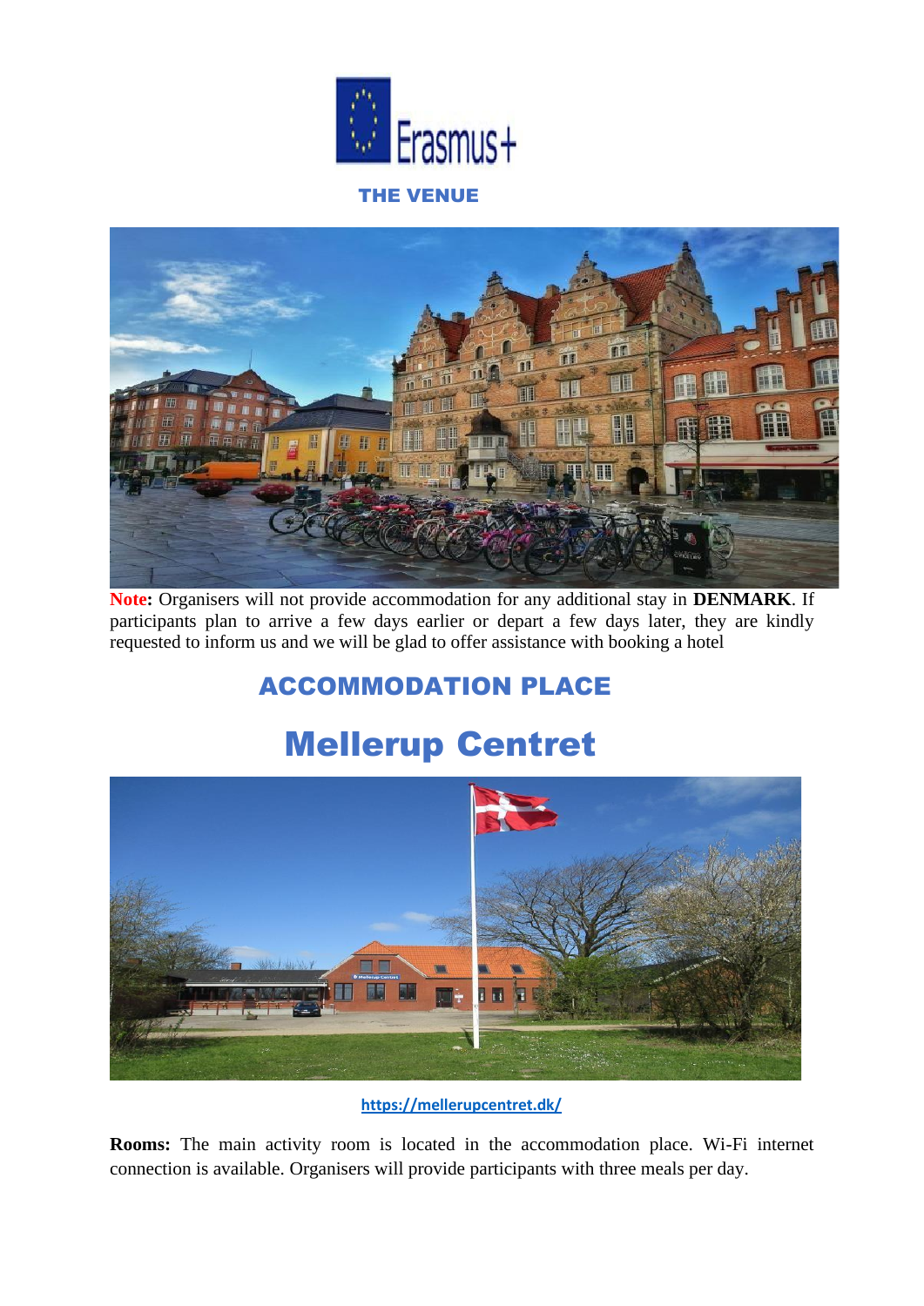## THE VENUE

**Note:** Organisers will not provide accommodation for any additional stay in **DENMARK**. If participants plan to arrive a few days earlier or depart a few days later, they are kindly requested to inform us and we will be glad to offer assistance with booking a hotel

## ACCOMMODATION PLACE

# Mellerup Centret

https://mellerupcentret.dk/

**Rooms:** The main activity room is located in the accommodation place. Wi-Fi internet connection is available. Organisers will provide participants with three meals per day.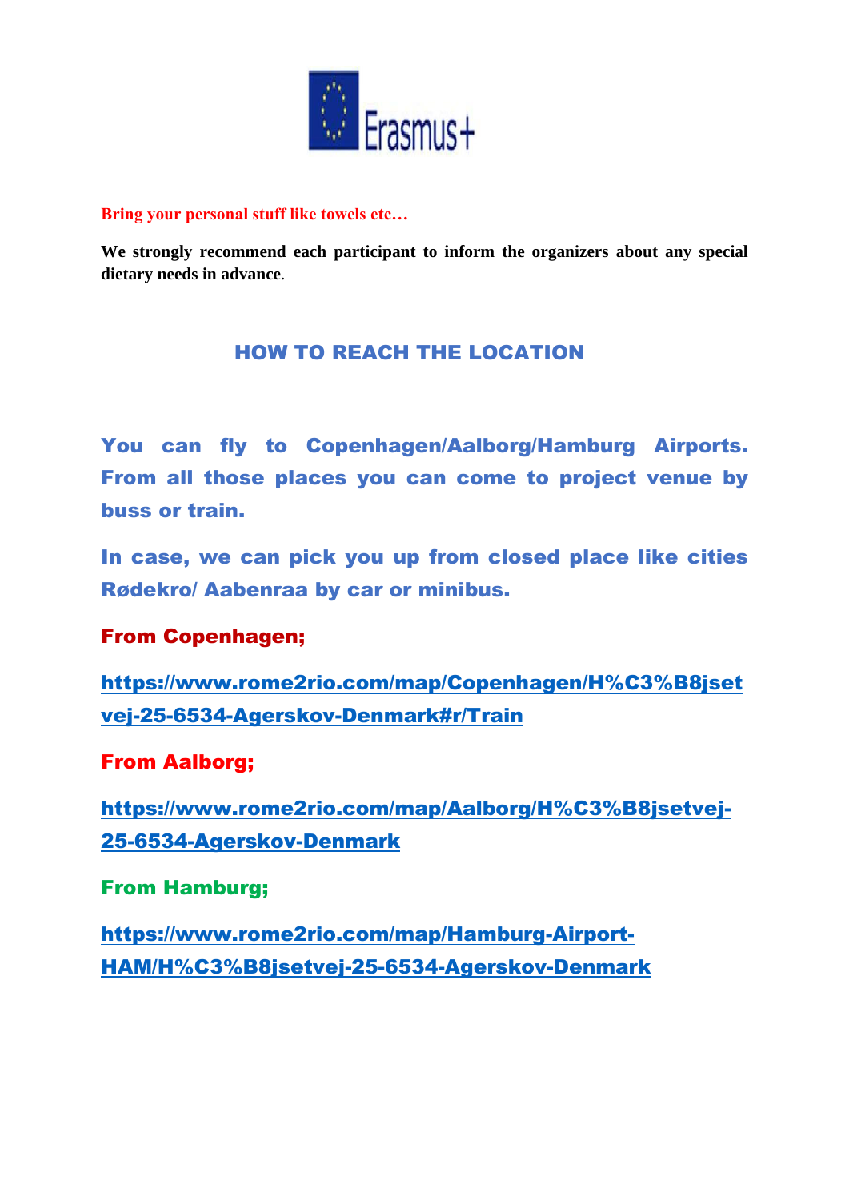**Bring your personal stuff like towels etc…**

**We strongly recommend each participant to inform the organizers about any special dietary needs in advance**.

## HOW TO REACH THE LOCATION

**You can fly to Copenhagen/Aalborg/Hamburg Airports. From all those places you can come to project venue by buss or train.**

**In case, we can pick you up from closed place like cities Rødekro/ Aabenraa by car or minibus.**

**From Copenhagen;**

**https://www.rome2rio.com/map/Copenhagen/H%C3%B8jsetvej-25-6534-Agerskov-Denmark#r/Train**

**From Aalborg;**

**https://www.rome2rio.com/map/Aalborg/H%C3%B8jsetvej-25-6534-Agerskov-Denmark**

**From Hamburg;**

**https://www.rome2rio.com/map/Hamburg-Airport-HAM/H%C3%B8jsetvej-25-6534-Agerskov-Denmark**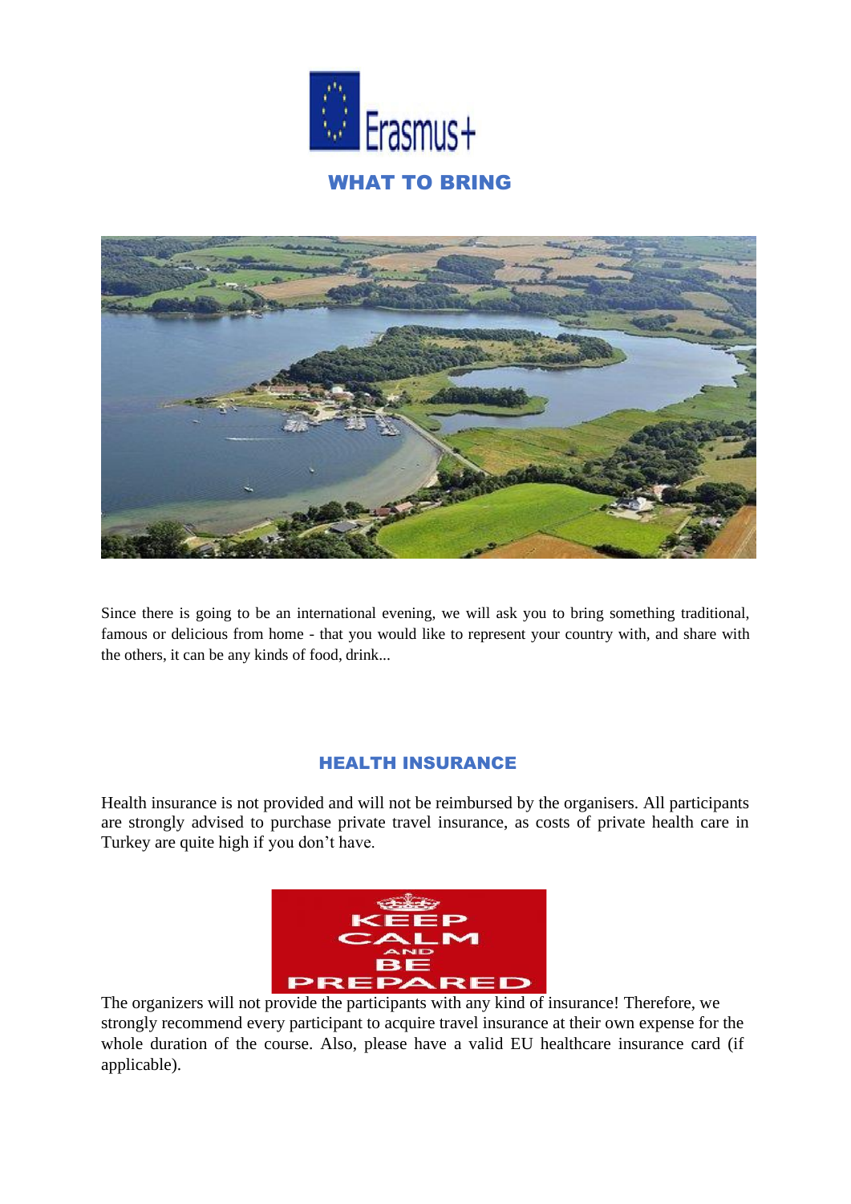## WHAT TO BRING

Since there is going to be an international evening, we will ask you to bring something traditional, famous or delicious from home - that you would like to represent your country with, and share with the others, it can be any kinds of food, drink...

## HEALTH INSURANCE

Health insurance is not provided and will not be reimbursed by the organisers. All participants are strongly advised to purchase private travel insurance, as costs of private health care in Turkey are quite high if you don't have.

The organizers will not provide the participants with any kind of insurance! Therefore, we strongly recommend every participant to acquire travel insurance at their own expense for the whole duration of the course. Also, please have a valid EU healthcare insurance card (if applicable).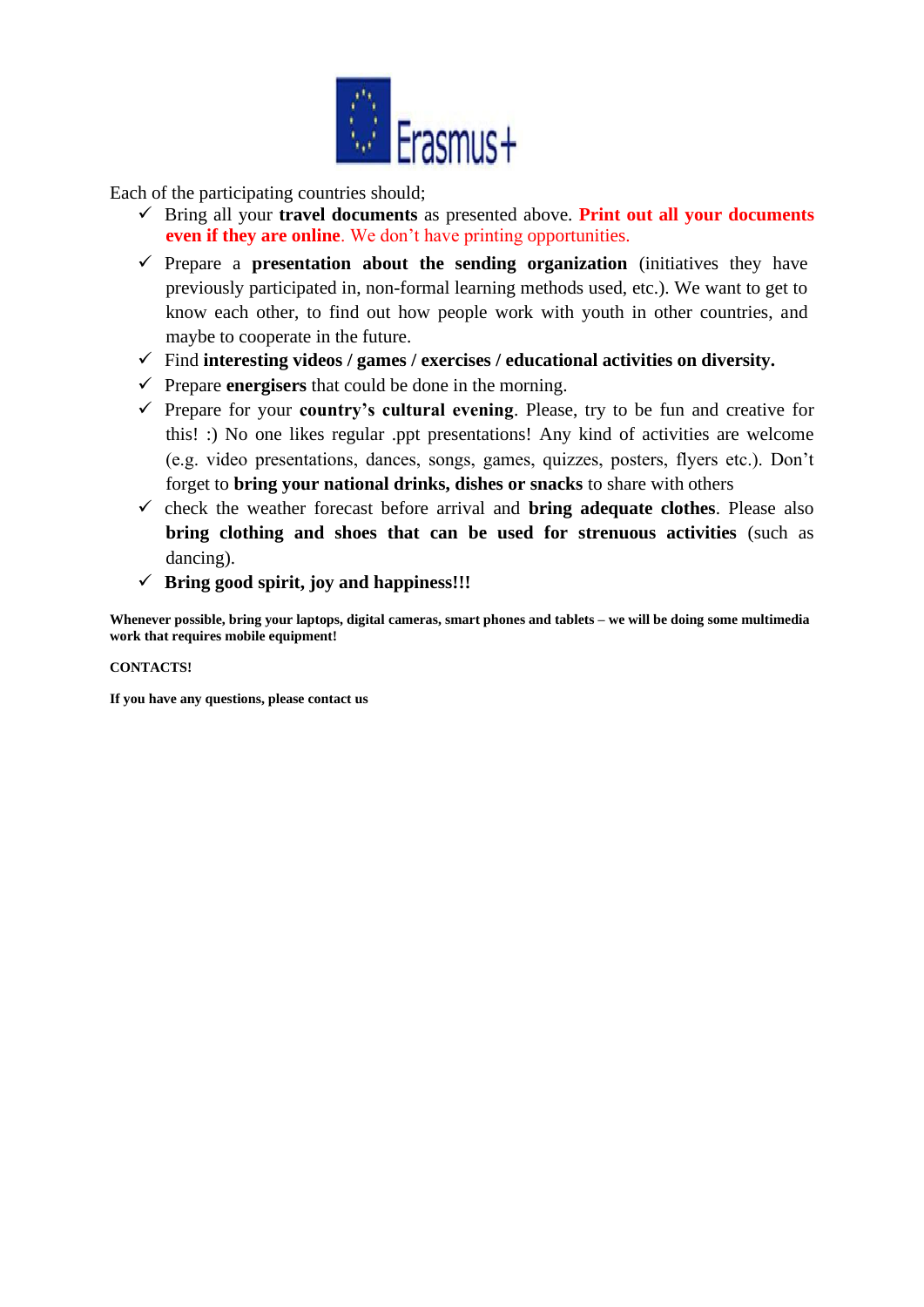Each of the participating countries should;

- ✓ Bring all your **travel documents** as presented above. **Print out all your documents even if they are online**. We don't have printing opportunities.
- ✓ Prepare a **presentation about the sending organization** (initiatives they have previously participated in, non-formal learning methods used, etc.). We want to get to know each other, to find out how people work with youth in other countries, and maybe to cooperate in the future.
- ✓ Find **interesting videos / games / exercises / educational activities on diversity.**
- ✓ Prepare **energisers** that could be done in the morning.
- ✓ Prepare for your **country's cultural evening**. Please, try to be fun and creative for this! :) No one likes regular .ppt presentations! Any kind of activities are welcome (e.g. video presentations, dances, songs, games, quizzes, posters, flyers etc.). Don't forget to **bring your national drinks, dishes or snacks** to share with others
- ✓ check the weather forecast before arrival and **bring adequate clothes**. Please also **bring clothing and shoes that can be used for strenuous activities** (such as dancing).
- ✓ **Bring good spirit, joy and happiness!!!**

**Whenever possible, bring your laptops, digital cameras, smart phones and tablets – we will be doing some multimedia work that requires mobile equipment!**

**CONTACTS!**

**If you have any questions, please contact us**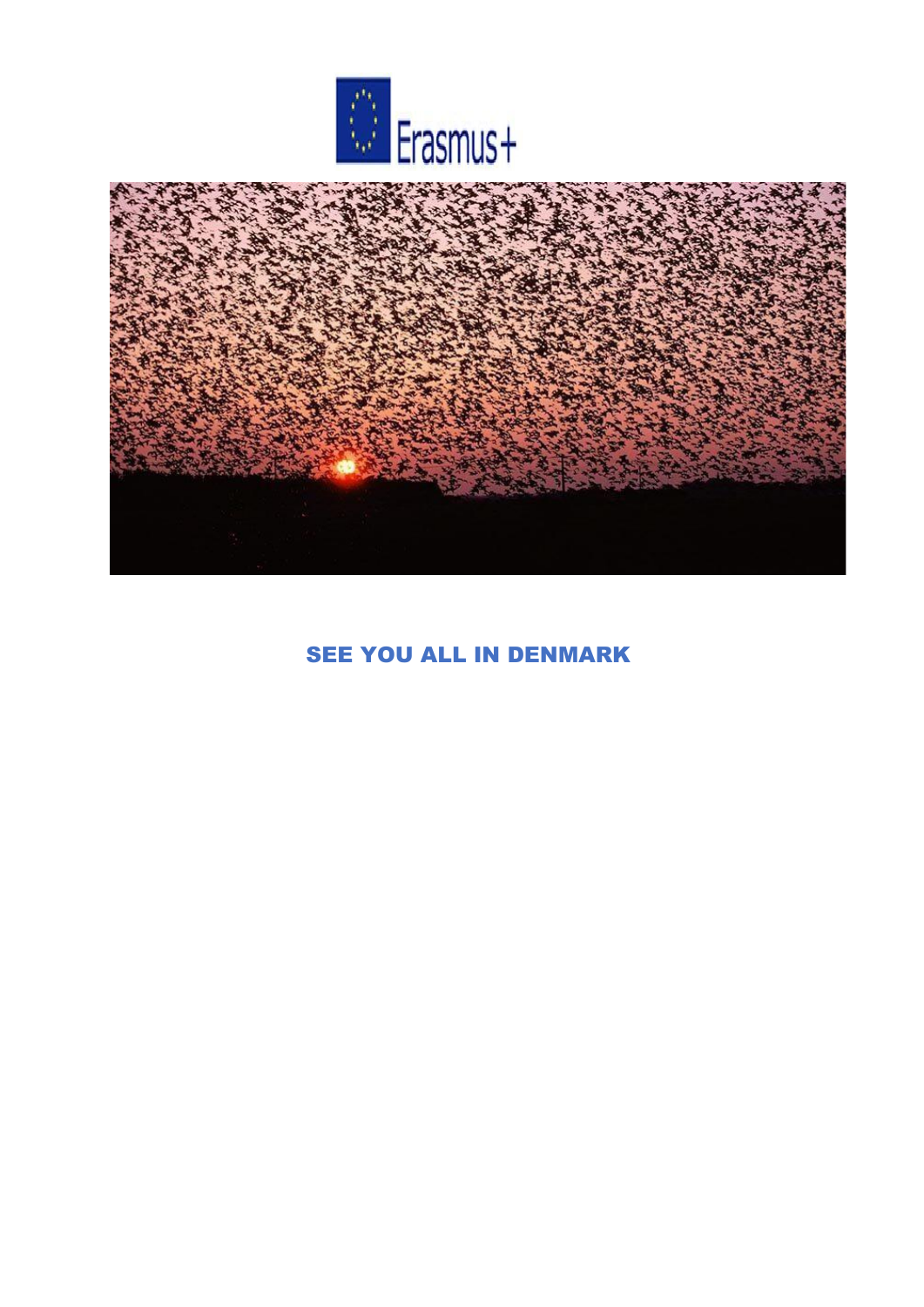SEE YOU ALL IN DENMARK